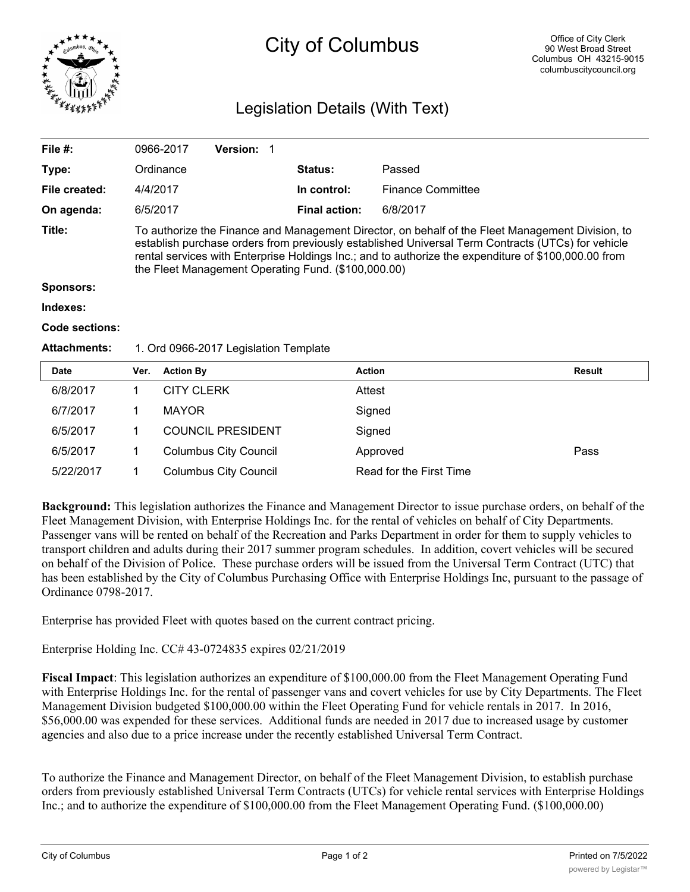# City of Columbus

Office of City Clerk
90 West Broad Street
Columbus OH 43215-9015
columbuscitycouncil.org

## Legislation Details (With Text)

| | | | |
|---|---|---|---|
| **File #:** | 0966-2017 **Version:** 1 | | |
| **Type:** | Ordinance | **Status:** | Passed |
| **File created:** | 4/4/2017 | **In control:** | Finance Committee |
| **On agenda:** | 6/5/2017 | **Final action:** | 6/8/2017 |

**Title:** To authorize the Finance and Management Director, on behalf of the Fleet Management Division, to establish purchase orders from previously established Universal Term Contracts (UTCs) for vehicle rental services with Enterprise Holdings Inc.; and to authorize the expenditure of $100,000.00 from the Fleet Management Operating Fund. ($100,000.00)

**Sponsors:**

**Indexes:**

**Code sections:**

**Attachments:** 1. Ord 0966-2017 Legislation Template

| Date | Ver. | Action By | Action | Result |
|---|---|---|---|---|
| 6/8/2017 | 1 | CITY CLERK | Attest | |
| 6/7/2017 | 1 | MAYOR | Signed | |
| 6/5/2017 | 1 | COUNCIL PRESIDENT | Signed | |
| 6/5/2017 | 1 | Columbus City Council | Approved | Pass |
| 5/22/2017 | 1 | Columbus City Council | Read for the First Time | |

**Background:** This legislation authorizes the Finance and Management Director to issue purchase orders, on behalf of the Fleet Management Division, with Enterprise Holdings Inc. for the rental of vehicles on behalf of City Departments. Passenger vans will be rented on behalf of the Recreation and Parks Department in order for them to supply vehicles to transport children and adults during their 2017 summer program schedules. In addition, covert vehicles will be secured on behalf of the Division of Police. These purchase orders will be issued from the Universal Term Contract (UTC) that has been established by the City of Columbus Purchasing Office with Enterprise Holdings Inc, pursuant to the passage of Ordinance 0798-2017.

Enterprise has provided Fleet with quotes based on the current contract pricing.

Enterprise Holding Inc. CC# 43-0724835 expires 02/21/2019

**Fiscal Impact**: This legislation authorizes an expenditure of $100,000.00 from the Fleet Management Operating Fund with Enterprise Holdings Inc. for the rental of passenger vans and covert vehicles for use by City Departments. The Fleet Management Division budgeted $100,000.00 within the Fleet Operating Fund for vehicle rentals in 2017. In 2016, $56,000.00 was expended for these services. Additional funds are needed in 2017 due to increased usage by customer agencies and also due to a price increase under the recently established Universal Term Contract.

To authorize the Finance and Management Director, on behalf of the Fleet Management Division, to establish purchase orders from previously established Universal Term Contracts (UTCs) for vehicle rental services with Enterprise Holdings Inc.; and to authorize the expenditure of $100,000.00 from the Fleet Management Operating Fund. ($100,000.00)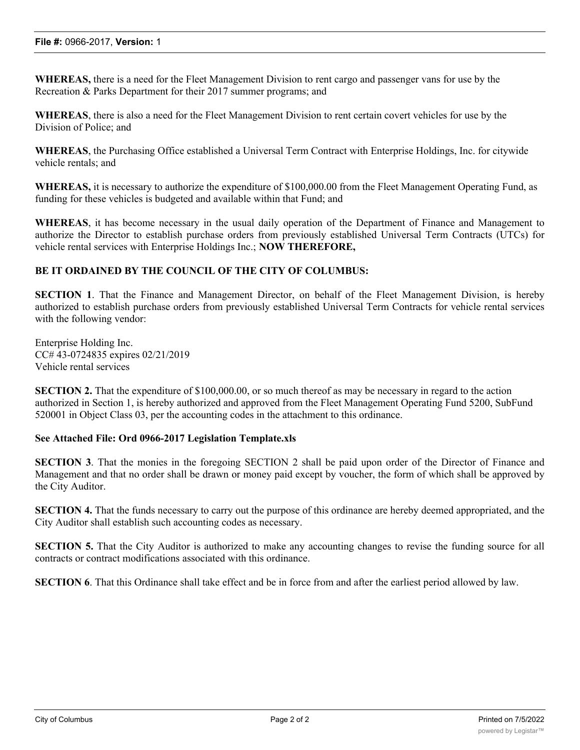**WHEREAS,** there is a need for the Fleet Management Division to rent cargo and passenger vans for use by the Recreation & Parks Department for their 2017 summer programs; and

**WHEREAS**, there is also a need for the Fleet Management Division to rent certain covert vehicles for use by the Division of Police; and

**WHEREAS**, the Purchasing Office established a Universal Term Contract with Enterprise Holdings, Inc. for citywide vehicle rentals; and

**WHEREAS,** it is necessary to authorize the expenditure of $100,000.00 from the Fleet Management Operating Fund, as funding for these vehicles is budgeted and available within that Fund; and

**WHEREAS**, it has become necessary in the usual daily operation of the Department of Finance and Management to authorize the Director to establish purchase orders from previously established Universal Term Contracts (UTCs) for vehicle rental services with Enterprise Holdings Inc.; **NOW THEREFORE,**

**BE IT ORDAINED BY THE COUNCIL OF THE CITY OF COLUMBUS:**

**SECTION 1**. That the Finance and Management Director, on behalf of the Fleet Management Division, is hereby authorized to establish purchase orders from previously established Universal Term Contracts for vehicle rental services with the following vendor:

Enterprise Holding Inc.
CC# 43-0724835 expires 02/21/2019
Vehicle rental services

**SECTION 2.** That the expenditure of $100,000.00, or so much thereof as may be necessary in regard to the action authorized in Section 1, is hereby authorized and approved from the Fleet Management Operating Fund 5200, SubFund 520001 in Object Class 03, per the accounting codes in the attachment to this ordinance.

**See Attached File: Ord 0966-2017 Legislation Template.xls**

**SECTION 3**. That the monies in the foregoing SECTION 2 shall be paid upon order of the Director of Finance and Management and that no order shall be drawn or money paid except by voucher, the form of which shall be approved by the City Auditor.

**SECTION 4.** That the funds necessary to carry out the purpose of this ordinance are hereby deemed appropriated, and the City Auditor shall establish such accounting codes as necessary.

**SECTION 5.** That the City Auditor is authorized to make any accounting changes to revise the funding source for all contracts or contract modifications associated with this ordinance.

**SECTION 6**. That this Ordinance shall take effect and be in force from and after the earliest period allowed by law.